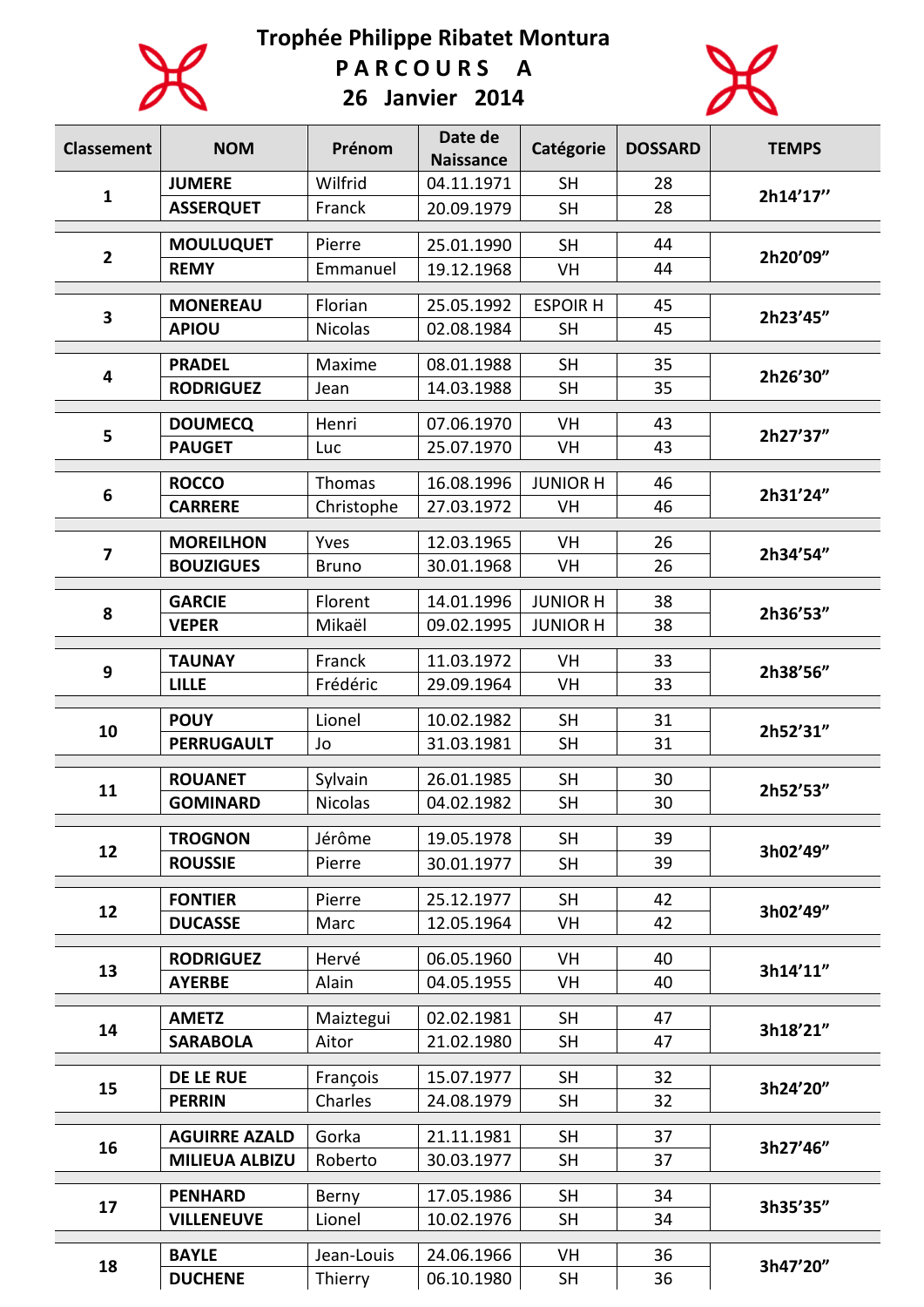# Trophée Philippe Ribatet Montura

## PARCOURS A

## 26 Janvier 2014

| Classement | NOM | Prénom | Date de Naissance | Catégorie | DOSSARD | TEMPS |
|---|---|---|---|---|---|---|
| 1 | **JUMERE** | Wilfrid | 04.11.1971 | SH | 28 | **2h14'17''** |
| | **ASSERQUET** | Franck | 20.09.1979 | SH | 28 | |
| 2 | **MOULUQUET** | Pierre | 25.01.1990 | SH | 44 | **2h20'09''** |
| | **REMY** | Emmanuel | 19.12.1968 | VH | 44 | |
| 3 | **MONEREAU** | Florian | 25.05.1992 | ESPOIR H | 45 | **2h23'45''** |
| | **APIOU** | Nicolas | 02.08.1984 | SH | 45 | |
| 4 | **PRADEL** | Maxime | 08.01.1988 | SH | 35 | **2h26'30''** |
| | **RODRIGUEZ** | Jean | 14.03.1988 | SH | 35 | |
| 5 | **DOUMECQ** | Henri | 07.06.1970 | VH | 43 | **2h27'37''** |
| | **PAUGET** | Luc | 25.07.1970 | VH | 43 | |
| 6 | **ROCCO** | Thomas | 16.08.1996 | JUNIOR H | 46 | **2h31'24''** |
| | **CARRERE** | Christophe | 27.03.1972 | VH | 46 | |
| 7 | **MOREILHON** | Yves | 12.03.1965 | VH | 26 | **2h34'54''** |
| | **BOUZIGUES** | Bruno | 30.01.1968 | VH | 26 | |
| 8 | **GARCIE** | Florent | 14.01.1996 | JUNIOR H | 38 | **2h36'53''** |
| | **VEPER** | Mikaël | 09.02.1995 | JUNIOR H | 38 | |
| 9 | **TAUNAY** | Franck | 11.03.1972 | VH | 33 | **2h38'56''** |
| | **LILLE** | Frédéric | 29.09.1964 | VH | 33 | |
| 10 | **POUY** | Lionel | 10.02.1982 | SH | 31 | **2h52'31''** |
| | **PERRUGAULT** | Jo | 31.03.1981 | SH | 31 | |
| 11 | **ROUANET** | Sylvain | 26.01.1985 | SH | 30 | **2h52'53''** |
| | **GOMINARD** | Nicolas | 04.02.1982 | SH | 30 | |
| 12 | **TROGNON** | Jérôme | 19.05.1978 | SH | 39 | **3h02'49''** |
| | **ROUSSIE** | Pierre | 30.01.1977 | SH | 39 | |
| 12 | **FONTIER** | Pierre | 25.12.1977 | SH | 42 | **3h02'49''** |
| | **DUCASSE** | Marc | 12.05.1964 | VH | 42 | |
| 13 | **RODRIGUEZ** | Hervé | 06.05.1960 | VH | 40 | **3h14'11''** |
| | **AYERBE** | Alain | 04.05.1955 | VH | 40 | |
| 14 | **AMETZ** | Maiztegui | 02.02.1981 | SH | 47 | **3h18'21''** |
| | **SARABOLA** | Aitor | 21.02.1980 | SH | 47 | |
| 15 | **DE LE RUE** | François | 15.07.1977 | SH | 32 | **3h24'20''** |
| | **PERRIN** | Charles | 24.08.1979 | SH | 32 | |
| 16 | **AGUIRRE AZALD** | Gorka | 21.11.1981 | SH | 37 | **3h27'46''** |
| | **MILIEUA ALBIZU** | Roberto | 30.03.1977 | SH | 37 | |
| 17 | **PENHARD** | Berny | 17.05.1986 | SH | 34 | **3h35'35''** |
| | **VILLENEUVE** | Lionel | 10.02.1976 | SH | 34 | |
| 18 | **BAYLE** | Jean-Louis | 24.06.1966 | VH | 36 | **3h47'20''** |
| | **DUCHENE** | Thierry | 06.10.1980 | SH | 36 | |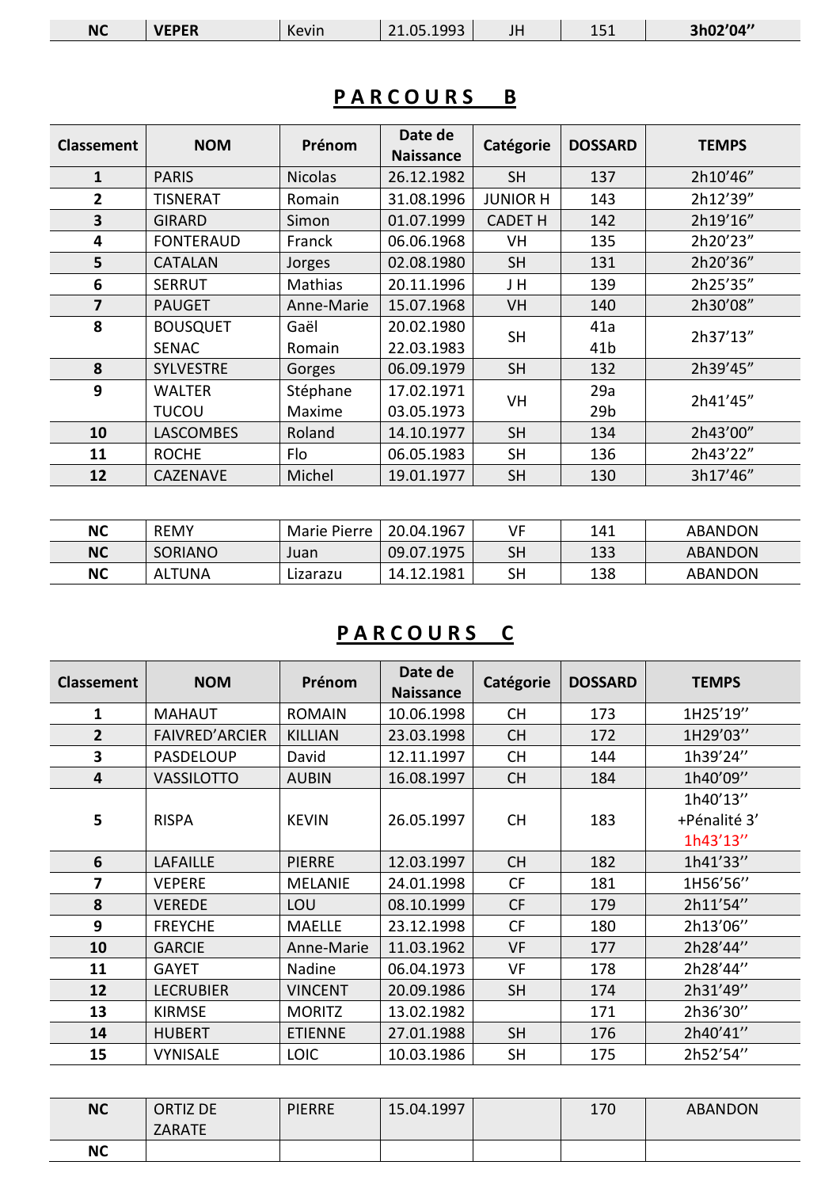| | | | | | | |
|---|---|---|---|---|---|---|
| **NC** | **VEPER** | Kevin | 21.05.1993 | JH | 151 | **3h02'04''** |

## PARCOURS B

| Classement | NOM | Prénom | Date de Naissance | Catégorie | DOSSARD | TEMPS |
|---|---|---|---|---|---|---|
| **1** | PARIS | Nicolas | 26.12.1982 | SH | 137 | 2h10'46" |
| **2** | TISNERAT | Romain | 31.08.1996 | JUNIOR H | 143 | 2h12'39" |
| **3** | GIRARD | Simon | 01.07.1999 | CADET H | 142 | 2h19'16" |
| **4** | FONTERAUD | Franck | 06.06.1968 | VH | 135 | 2h20'23" |
| **5** | CATALAN | Jorges | 02.08.1980 | SH | 131 | 2h20'36" |
| **6** | SERRUT | Mathias | 20.11.1996 | J H | 139 | 2h25'35" |
| **7** | PAUGET | Anne-Marie | 15.07.1968 | VH | 140 | 2h30'08" |
| **8** | BOUSQUET<br>SENAC | Gaël<br>Romain | 20.02.1980<br>22.03.1983 | SH | 41a<br>41b | 2h37'13" |
| **8** | SYLVESTRE | Gorges | 06.09.1979 | SH | 132 | 2h39'45" |
| **9** | WALTER<br>TUCOU | Stéphane<br>Maxime | 17.02.1971<br>03.05.1973 | VH | 29a<br>29b | 2h41'45" |
| **10** | LASCOMBES | Roland | 14.10.1977 | SH | 134 | 2h43'00" |
| **11** | ROCHE | Flo | 06.05.1983 | SH | 136 | 2h43'22" |
| **12** | CAZENAVE | Michel | 19.01.1977 | SH | 130 | 3h17'46" |

| | | | | | | |
|---|---|---|---|---|---|---|
| **NC** | REMY | Marie Pierre | 20.04.1967 | VF | 141 | ABANDON |
| **NC** | SORIANO | Juan | 09.07.1975 | SH | 133 | ABANDON |
| **NC** | ALTUNA | Lizarazu | 14.12.1981 | SH | 138 | ABANDON |

## PARCOURS C

| Classement | NOM | Prénom | Date de Naissance | Catégorie | DOSSARD | TEMPS |
|---|---|---|---|---|---|---|
| **1** | MAHAUT | ROMAIN | 10.06.1998 | CH | 173 | 1H25'19'' |
| **2** | FAIVRED'ARCIER | KILLIAN | 23.03.1998 | CH | 172 | 1H29'03'' |
| **3** | PASDELOUP | David | 12.11.1997 | CH | 144 | 1h39'24'' |
| **4** | VASSILOTTO | AUBIN | 16.08.1997 | CH | 184 | 1h40'09'' |
| **5** | RISPA | KEVIN | 26.05.1997 | CH | 183 | 1h40'13''<br>+Pénalité 3'<br>1h43'13'' |
| **6** | LAFAILLE | PIERRE | 12.03.1997 | CH | 182 | 1h41'33'' |
| **7** | VEPERE | MELANIE | 24.01.1998 | CF | 181 | 1H56'56'' |
| **8** | VEREDE | LOU | 08.10.1999 | CF | 179 | 2h11'54'' |
| **9** | FREYCHE | MAELLE | 23.12.1998 | CF | 180 | 2h13'06'' |
| **10** | GARCIE | Anne-Marie | 11.03.1962 | VF | 177 | 2h28'44'' |
| **11** | GAYET | Nadine | 06.04.1973 | VF | 178 | 2h28'44'' |
| **12** | LECRUBIER | VINCENT | 20.09.1986 | SH | 174 | 2h31'49'' |
| **13** | KIRMSE | MORITZ | 13.02.1982 | | 171 | 2h36'30'' |
| **14** | HUBERT | ETIENNE | 27.01.1988 | SH | 176 | 2h40'41'' |
| **15** | VYNISALE | LOIC | 10.03.1986 | SH | 175 | 2h52'54'' |

| | | | | | | |
|---|---|---|---|---|---|---|
| **NC** | ORTIZ DE ZARATE | PIERRE | 15.04.1997 | | 170 | ABANDON |
| **NC** | | | | | | |